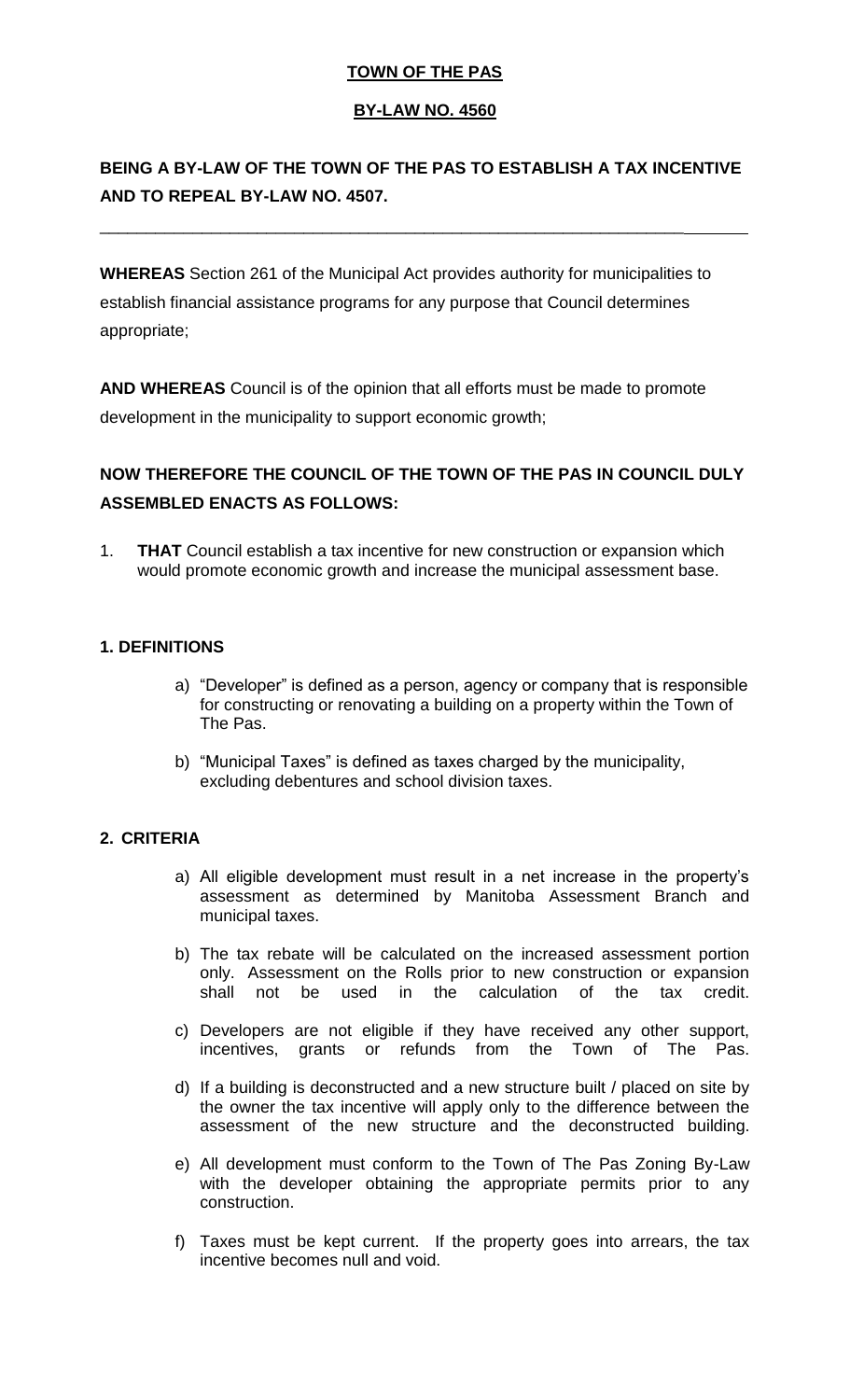**TOWN OF THE PAS**

**BY-LAW NO. 4560**

## BEING A BY-LAW OF THE TOWN OF THE PAS TO ESTABLISH A TAX INCENTIVE AND TO REPEAL BY-LAW NO. 4507.

---

**WHEREAS** Section 261 of the Municipal Act provides authority for municipalities to establish financial assistance programs for any purpose that Council determines appropriate;

**AND WHEREAS** Council is of the opinion that all efforts must be made to promote development in the municipality to support economic growth;

**NOW THEREFORE THE COUNCIL OF THE TOWN OF THE PAS IN COUNCIL DULY ASSEMBLED ENACTS AS FOLLOWS:**

1. **THAT** Council establish a tax incentive for new construction or expansion which would promote economic growth and increase the municipal assessment base.

### 1. DEFINITIONS

a) "Developer" is defined as a person, agency or company that is responsible for constructing or renovating a building on a property within the Town of The Pas.

b) "Municipal Taxes" is defined as taxes charged by the municipality, excluding debentures and school division taxes.

### 2. CRITERIA

a) All eligible development must result in a net increase in the property's assessment as determined by Manitoba Assessment Branch and municipal taxes.

b) The tax rebate will be calculated on the increased assessment portion only. Assessment on the Rolls prior to new construction or expansion shall not be used in the calculation of the tax credit.

c) Developers are not eligible if they have received any other support, incentives, grants or refunds from the Town of The Pas.

d) If a building is deconstructed and a new structure built / placed on site by the owner the tax incentive will apply only to the difference between the assessment of the new structure and the deconstructed building.

e) All development must conform to the Town of The Pas Zoning By-Law with the developer obtaining the appropriate permits prior to any construction.

f) Taxes must be kept current. If the property goes into arrears, the tax incentive becomes null and void.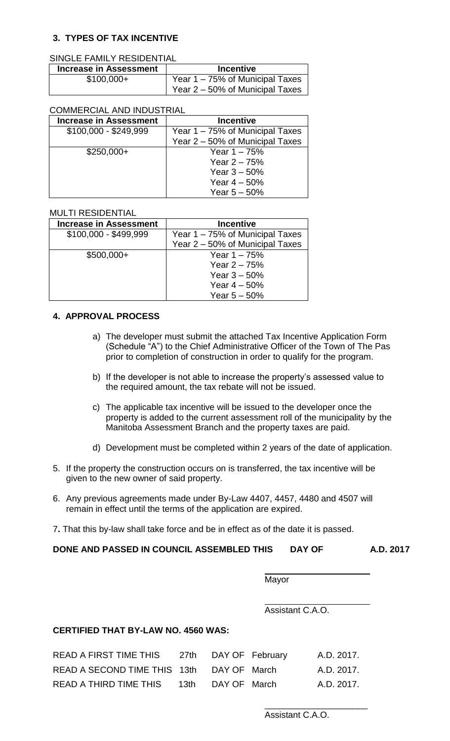### 3. TYPES OF TAX INCENTIVE

SINGLE FAMILY RESIDENTIAL

| Increase in Assessment | Incentive |
|---|---|
| $100,000+ | Year 1 – 75% of Municipal Taxes<br>Year 2 – 50% of Municipal Taxes |

COMMERCIAL AND INDUSTRIAL

| Increase in Assessment | Incentive |
|---|---|
| $100,000 - $249,999 | Year 1 – 75% of Municipal Taxes<br>Year 2 – 50% of Municipal Taxes |
| $250,000+ | Year 1 – 75%<br>Year 2 – 75%<br>Year 3 – 50%<br>Year 4 – 50%<br>Year 5 – 50% |

MULTI RESIDENTIAL

| Increase in Assessment | Incentive |
|---|---|
| $100,000 - $499,999 | Year 1 – 75% of Municipal Taxes<br>Year 2 – 50% of Municipal Taxes |
| $500,000+ | Year 1 – 75%<br>Year 2 – 75%<br>Year 3 – 50%<br>Year 4 – 50%<br>Year 5 – 50% |

### 4. APPROVAL PROCESS

a) The developer must submit the attached Tax Incentive Application Form (Schedule "A") to the Chief Administrative Officer of the Town of The Pas prior to completion of construction in order to qualify for the program.

b) If the developer is not able to increase the property's assessed value to the required amount, the tax rebate will not be issued.

c) The applicable tax incentive will be issued to the developer once the property is added to the current assessment roll of the municipality by the Manitoba Assessment Branch and the property taxes are paid.

d) Development must be completed within 2 years of the date of application.

5. If the property the construction occurs on is transferred, the tax incentive will be given to the new owner of said property.

6. Any previous agreements made under By-Law 4407, 4457, 4480 and 4507 will remain in effect until the terms of the application are expired.

7. That this by-law shall take force and be in effect as of the date it is passed.

**DONE AND PASSED IN COUNCIL ASSEMBLED THIS DAY OF A.D. 2017**

Mayor

Assistant C.A.O.

**CERTIFIED THAT BY-LAW NO. 4560 WAS:**

READ A FIRST TIME THIS 27th DAY OF February A.D. 2017.

READ A SECOND TIME THIS 13th DAY OF March A.D. 2017.

READ A THIRD TIME THIS 13th DAY OF March A.D. 2017.

Assistant C.A.O.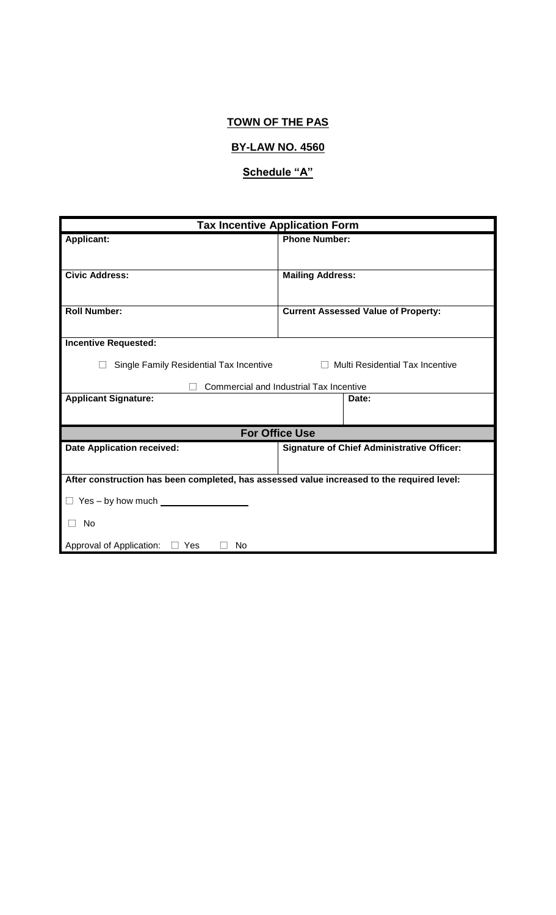**TOWN OF THE PAS**

**BY-LAW NO. 4560**

**Schedule "A"**

| **Tax Incentive Application Form** | |
|---|---|
| **Applicant:** | **Phone Number:** |
| **Civic Address:** | **Mailing Address:** |
| **Roll Number:** | **Current Assessed Value of Property:** |
| **Incentive Requested:**<br>☐ Single Family Residential Tax Incentive ☐ Multi Residential Tax Incentive<br>☐ Commercial and Industrial Tax Incentive | |
| **Applicant Signature:** | **Date:** |
| **For Office Use** | |
| **Date Application received:** | **Signature of Chief Administrative Officer:** |
| **After construction has been completed, has assessed value increased to the required level:**<br>☐ Yes – by how much \_\_\_\_\_\_\_\_\_\_\_\_\_\_\_\_<br>☐ No<br>Approval of Application: ☐ Yes ☐ No | |